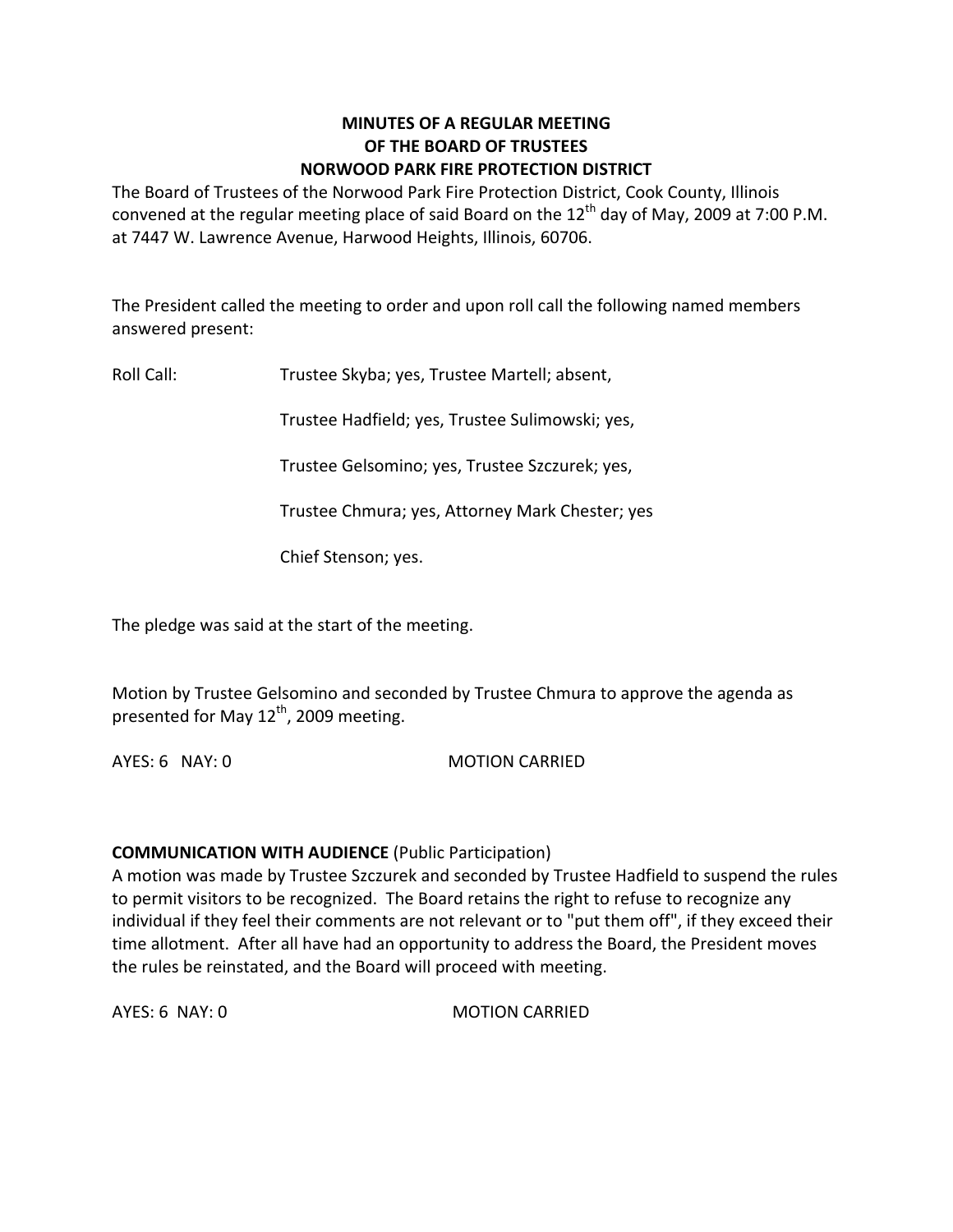**MINUTES OF A REGULAR MEETING**
**OF THE BOARD OF TRUSTEES**
**NORWOOD PARK FIRE PROTECTION DISTRICT**

The Board of Trustees of the Norwood Park Fire Protection District, Cook County, Illinois convened at the regular meeting place of said Board on the 12th day of May, 2009 at 7:00 P.M. at 7447 W. Lawrence Avenue, Harwood Heights, Illinois, 60706.

The President called the meeting to order and upon roll call the following named members answered present:

Roll Call: Trustee Skyba; yes, Trustee Martell; absent,

Trustee Hadfield; yes, Trustee Sulimowski; yes,

Trustee Gelsomino; yes, Trustee Szczurek; yes,

Trustee Chmura; yes, Attorney Mark Chester; yes

Chief Stenson; yes.

The pledge was said at the start of the meeting.

Motion by Trustee Gelsomino and seconded by Trustee Chmura to approve the agenda as presented for May 12th, 2009 meeting.

AYES: 6 NAY: 0 MOTION CARRIED

**COMMUNICATION WITH AUDIENCE** (Public Participation)
A motion was made by Trustee Szczurek and seconded by Trustee Hadfield to suspend the rules to permit visitors to be recognized. The Board retains the right to refuse to recognize any individual if they feel their comments are not relevant or to "put them off", if they exceed their time allotment. After all have had an opportunity to address the Board, the President moves the rules be reinstated, and the Board will proceed with meeting.

AYES: 6 NAY: 0 MOTION CARRIED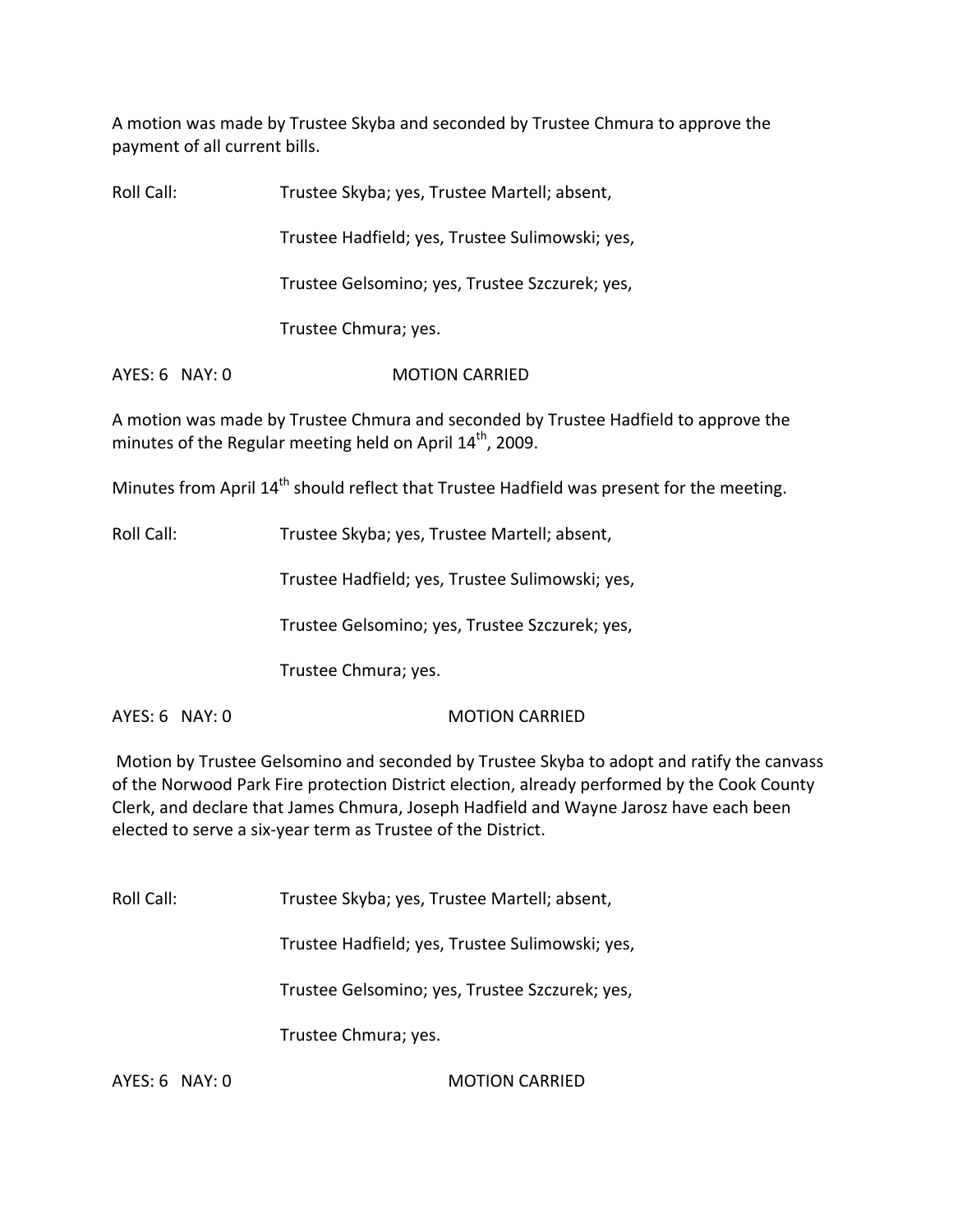A motion was made by Trustee Skyba and seconded by Trustee Chmura to approve the payment of all current bills.

Roll Call: Trustee Skyba; yes, Trustee Martell; absent,

Trustee Hadfield; yes, Trustee Sulimowski; yes,

Trustee Gelsomino; yes, Trustee Szczurek; yes,

Trustee Chmura; yes.

AYES: 6 NAY: 0 MOTION CARRIED

A motion was made by Trustee Chmura and seconded by Trustee Hadfield to approve the minutes of the Regular meeting held on April 14th, 2009.

Minutes from April 14th should reflect that Trustee Hadfield was present for the meeting.

Roll Call: Trustee Skyba; yes, Trustee Martell; absent,

Trustee Hadfield; yes, Trustee Sulimowski; yes,

Trustee Gelsomino; yes, Trustee Szczurek; yes,

Trustee Chmura; yes.

AYES: 6 NAY: 0 MOTION CARRIED

Motion by Trustee Gelsomino and seconded by Trustee Skyba to adopt and ratify the canvass of the Norwood Park Fire protection District election, already performed by the Cook County Clerk, and declare that James Chmura, Joseph Hadfield and Wayne Jarosz have each been elected to serve a six-year term as Trustee of the District.

Roll Call: Trustee Skyba; yes, Trustee Martell; absent,

Trustee Hadfield; yes, Trustee Sulimowski; yes,

Trustee Gelsomino; yes, Trustee Szczurek; yes,

Trustee Chmura; yes.

AYES: 6 NAY: 0 MOTION CARRIED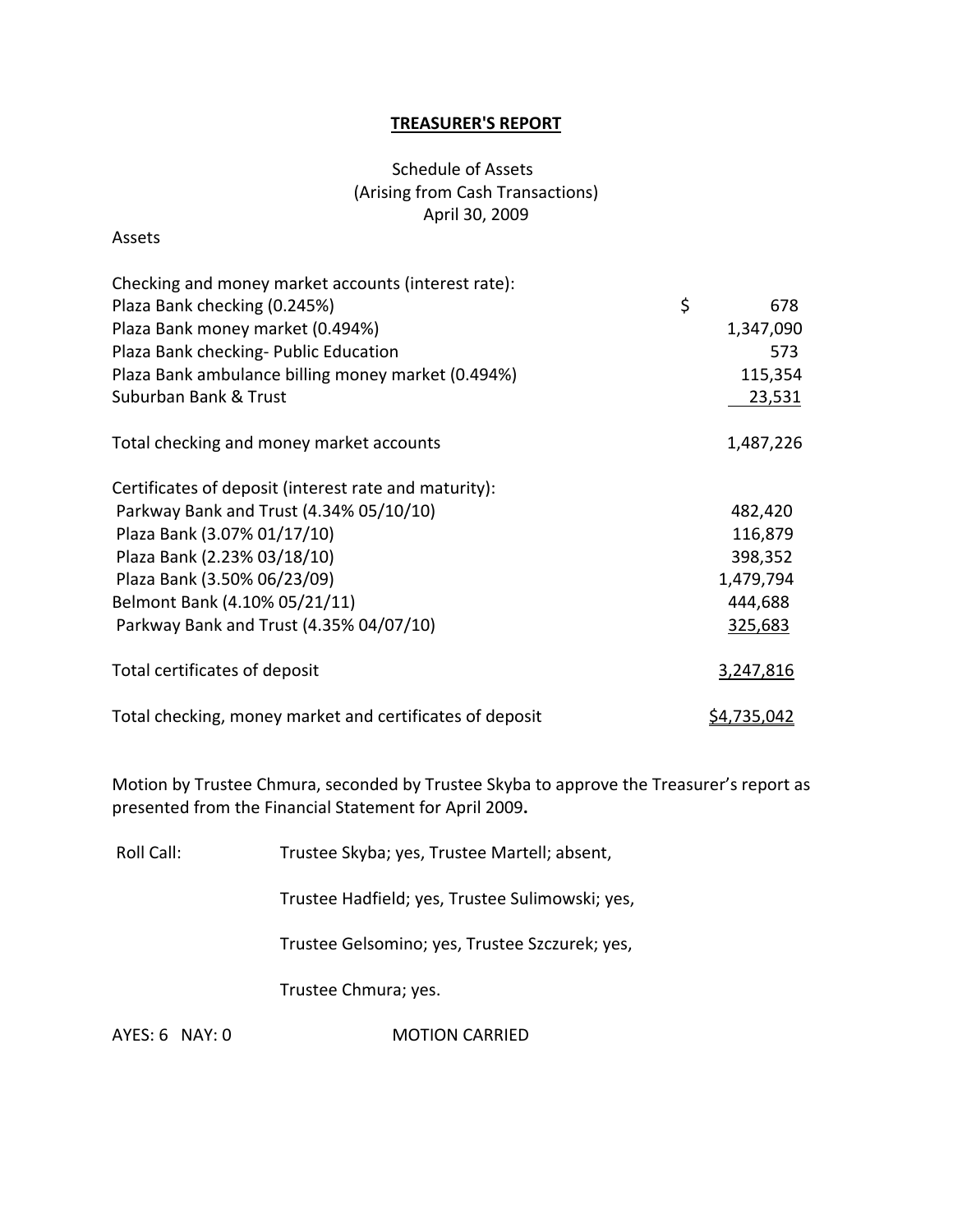**TREASURER'S REPORT**

Schedule of Assets
(Arising from Cash Transactions)
April 30, 2009

Assets

| | |
|---|---|
| Checking and money market accounts (interest rate): | |
| Plaza Bank checking (0.245%) | $ 678 |
| Plaza Bank money market (0.494%) | 1,347,090 |
| Plaza Bank checking- Public Education | 573 |
| Plaza Bank ambulance billing money market (0.494%) | 115,354 |
| Suburban Bank & Trust | 23,531 |
| Total checking and money market accounts | 1,487,226 |
| Certificates of deposit (interest rate and maturity): | |
| Parkway Bank and Trust (4.34% 05/10/10) | 482,420 |
| Plaza Bank (3.07% 01/17/10) | 116,879 |
| Plaza Bank (2.23% 03/18/10) | 398,352 |
| Plaza Bank (3.50% 06/23/09) | 1,479,794 |
| Belmont Bank (4.10% 05/21/11) | 444,688 |
| Parkway Bank and Trust (4.35% 04/07/10) | 325,683 |
| Total certificates of deposit | 3,247,816 |
| Total checking, money market and certificates of deposit | $4,735,042 |

Motion by Trustee Chmura, seconded by Trustee Skyba to approve the Treasurer's report as presented from the Financial Statement for April 2009**.**

Roll Call: Trustee Skyba; yes, Trustee Martell; absent,

Trustee Hadfield; yes, Trustee Sulimowski; yes,

Trustee Gelsomino; yes, Trustee Szczurek; yes,

Trustee Chmura; yes.

AYES: 6 NAY: 0 MOTION CARRIED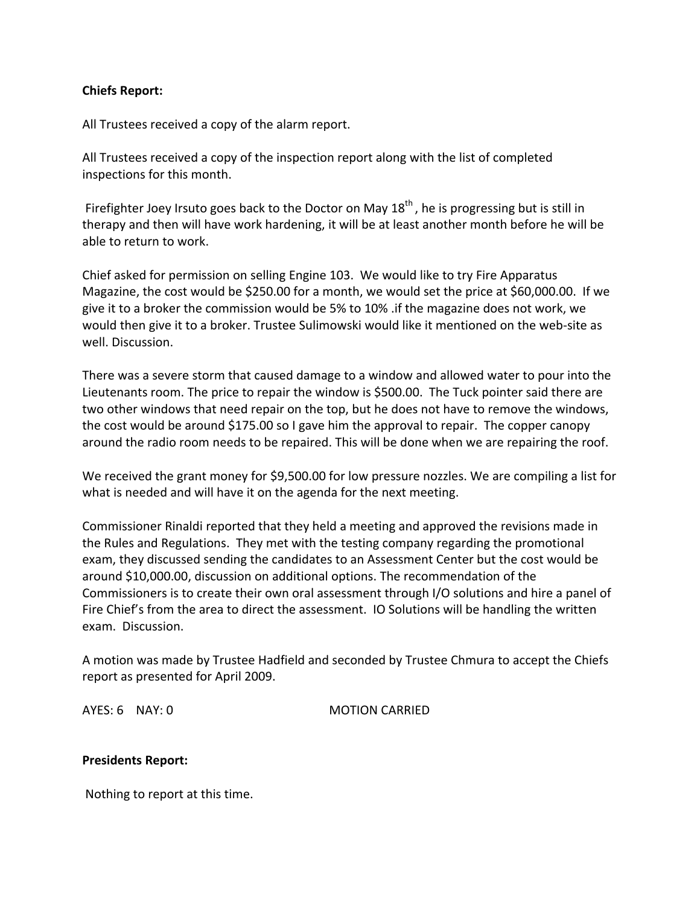**Chiefs Report:**

All Trustees received a copy of the alarm report.

All Trustees received a copy of the inspection report along with the list of completed inspections for this month.

Firefighter Joey Irsuto goes back to the Doctor on May 18th , he is progressing but is still in therapy and then will have work hardening, it will be at least another month before he will be able to return to work.

Chief asked for permission on selling Engine 103. We would like to try Fire Apparatus Magazine, the cost would be $250.00 for a month, we would set the price at $60,000.00. If we give it to a broker the commission would be 5% to 10% .if the magazine does not work, we would then give it to a broker. Trustee Sulimowski would like it mentioned on the web-site as well. Discussion.

There was a severe storm that caused damage to a window and allowed water to pour into the Lieutenants room. The price to repair the window is $500.00. The Tuck pointer said there are two other windows that need repair on the top, but he does not have to remove the windows, the cost would be around $175.00 so I gave him the approval to repair. The copper canopy around the radio room needs to be repaired. This will be done when we are repairing the roof.

We received the grant money for $9,500.00 for low pressure nozzles. We are compiling a list for what is needed and will have it on the agenda for the next meeting.

Commissioner Rinaldi reported that they held a meeting and approved the revisions made in the Rules and Regulations. They met with the testing company regarding the promotional exam, they discussed sending the candidates to an Assessment Center but the cost would be around $10,000.00, discussion on additional options. The recommendation of the Commissioners is to create their own oral assessment through I/O solutions and hire a panel of Fire Chief's from the area to direct the assessment. IO Solutions will be handling the written exam. Discussion.

A motion was made by Trustee Hadfield and seconded by Trustee Chmura to accept the Chiefs report as presented for April 2009.

AYES: 6 NAY: 0 MOTION CARRIED

**Presidents Report:**

Nothing to report at this time.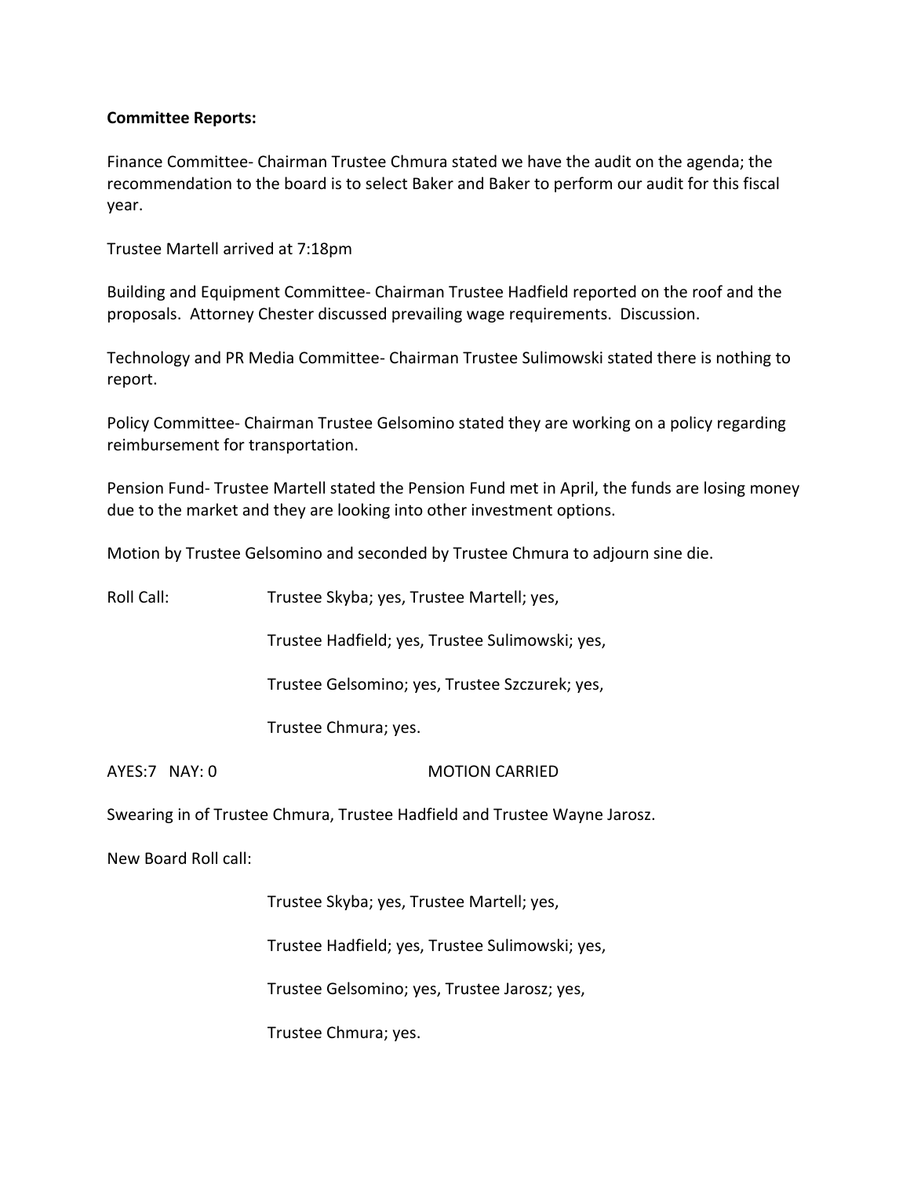**Committee Reports:**

Finance Committee- Chairman Trustee Chmura stated we have the audit on the agenda; the recommendation to the board is to select Baker and Baker to perform our audit for this fiscal year.

Trustee Martell arrived at 7:18pm

Building and Equipment Committee- Chairman Trustee Hadfield reported on the roof and the proposals. Attorney Chester discussed prevailing wage requirements. Discussion.

Technology and PR Media Committee- Chairman Trustee Sulimowski stated there is nothing to report.

Policy Committee- Chairman Trustee Gelsomino stated they are working on a policy regarding reimbursement for transportation.

Pension Fund- Trustee Martell stated the Pension Fund met in April, the funds are losing money due to the market and they are looking into other investment options.

Motion by Trustee Gelsomino and seconded by Trustee Chmura to adjourn sine die.

Roll Call: Trustee Skyba; yes, Trustee Martell; yes,

Trustee Hadfield; yes, Trustee Sulimowski; yes,

Trustee Gelsomino; yes, Trustee Szczurek; yes,

Trustee Chmura; yes.

AYES:7 NAY: 0 MOTION CARRIED

Swearing in of Trustee Chmura, Trustee Hadfield and Trustee Wayne Jarosz.

New Board Roll call:

Trustee Skyba; yes, Trustee Martell; yes,

Trustee Hadfield; yes, Trustee Sulimowski; yes,

Trustee Gelsomino; yes, Trustee Jarosz; yes,

Trustee Chmura; yes.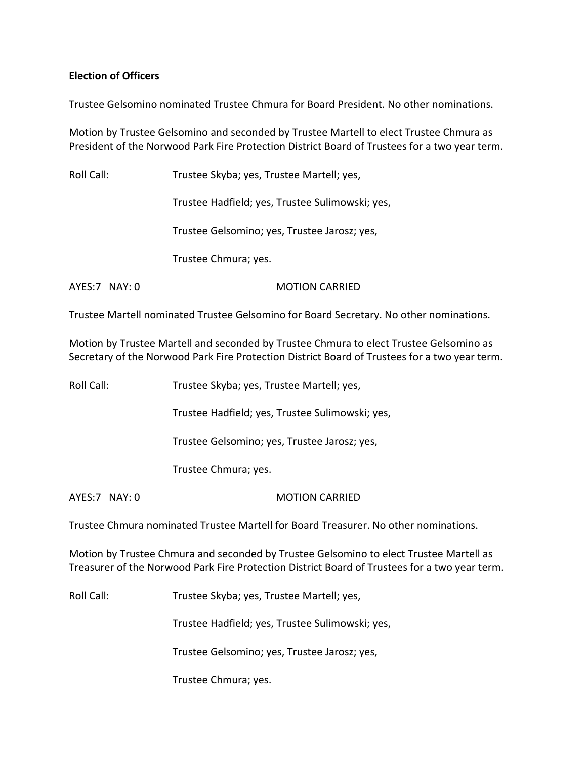**Election of Officers**

Trustee Gelsomino nominated Trustee Chmura for Board President. No other nominations.

Motion by Trustee Gelsomino and seconded by Trustee Martell to elect Trustee Chmura as President of the Norwood Park Fire Protection District Board of Trustees for a two year term.

Roll Call: Trustee Skyba; yes, Trustee Martell; yes,

Trustee Hadfield; yes, Trustee Sulimowski; yes,

Trustee Gelsomino; yes, Trustee Jarosz; yes,

Trustee Chmura; yes.

AYES:7 NAY: 0 MOTION CARRIED

Trustee Martell nominated Trustee Gelsomino for Board Secretary. No other nominations.

Motion by Trustee Martell and seconded by Trustee Chmura to elect Trustee Gelsomino as Secretary of the Norwood Park Fire Protection District Board of Trustees for a two year term.

Roll Call: Trustee Skyba; yes, Trustee Martell; yes,

Trustee Hadfield; yes, Trustee Sulimowski; yes,

Trustee Gelsomino; yes, Trustee Jarosz; yes,

Trustee Chmura; yes.

AYES:7 NAY: 0 MOTION CARRIED

Trustee Chmura nominated Trustee Martell for Board Treasurer. No other nominations.

Motion by Trustee Chmura and seconded by Trustee Gelsomino to elect Trustee Martell as Treasurer of the Norwood Park Fire Protection District Board of Trustees for a two year term.

Roll Call: Trustee Skyba; yes, Trustee Martell; yes,

Trustee Hadfield; yes, Trustee Sulimowski; yes,

Trustee Gelsomino; yes, Trustee Jarosz; yes,

Trustee Chmura; yes.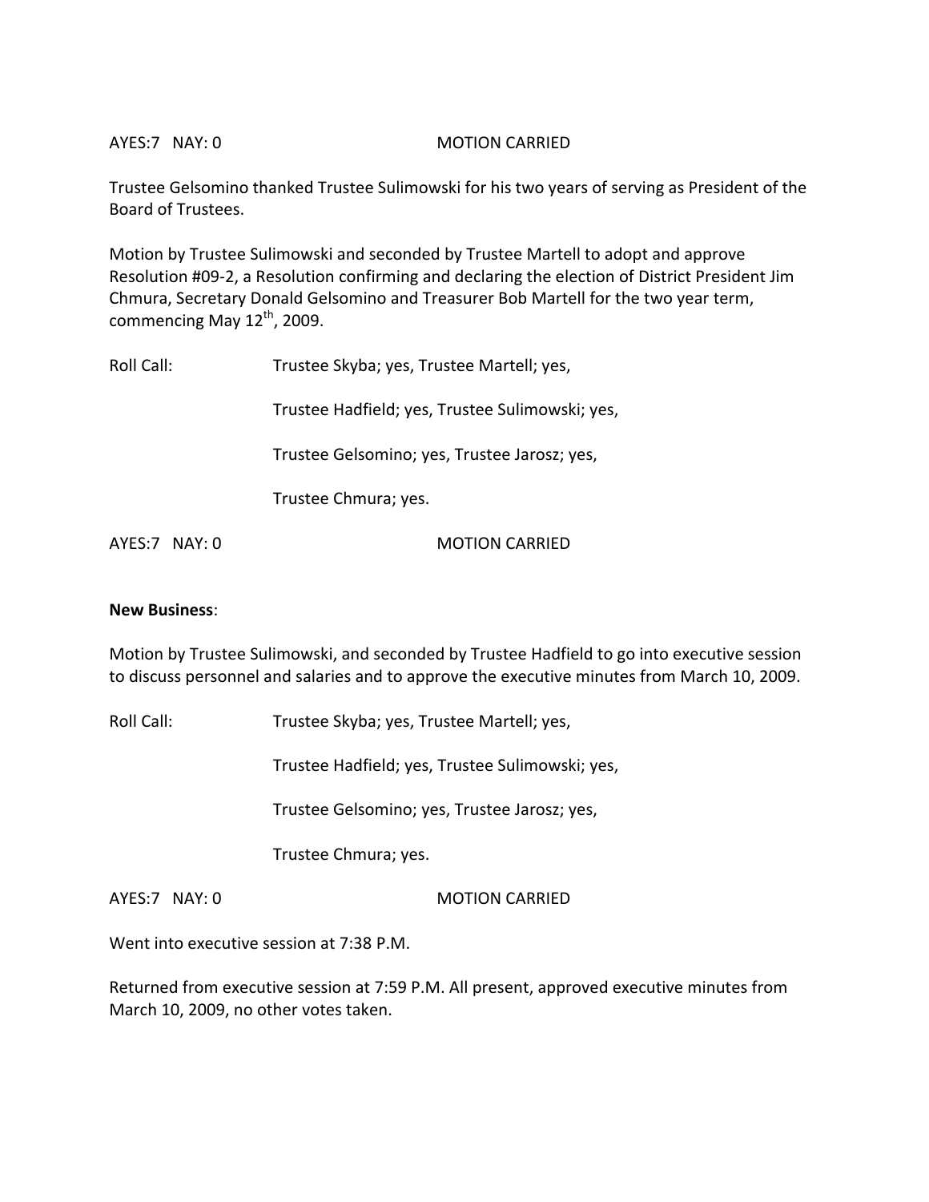AYES:7 NAY: 0 MOTION CARRIED

Trustee Gelsomino thanked Trustee Sulimowski for his two years of serving as President of the Board of Trustees.

Motion by Trustee Sulimowski and seconded by Trustee Martell to adopt and approve Resolution #09-2, a Resolution confirming and declaring the election of District President Jim Chmura, Secretary Donald Gelsomino and Treasurer Bob Martell for the two year term, commencing May 12th, 2009.

Roll Call: Trustee Skyba; yes, Trustee Martell; yes,

Trustee Hadfield; yes, Trustee Sulimowski; yes,

Trustee Gelsomino; yes, Trustee Jarosz; yes,

Trustee Chmura; yes.

AYES:7 NAY: 0 MOTION CARRIED

**New Business**:

Motion by Trustee Sulimowski, and seconded by Trustee Hadfield to go into executive session to discuss personnel and salaries and to approve the executive minutes from March 10, 2009.

Roll Call: Trustee Skyba; yes, Trustee Martell; yes,

Trustee Hadfield; yes, Trustee Sulimowski; yes,

Trustee Gelsomino; yes, Trustee Jarosz; yes,

Trustee Chmura; yes.

AYES:7 NAY: 0 MOTION CARRIED

Went into executive session at 7:38 P.M.

Returned from executive session at 7:59 P.M. All present, approved executive minutes from March 10, 2009, no other votes taken.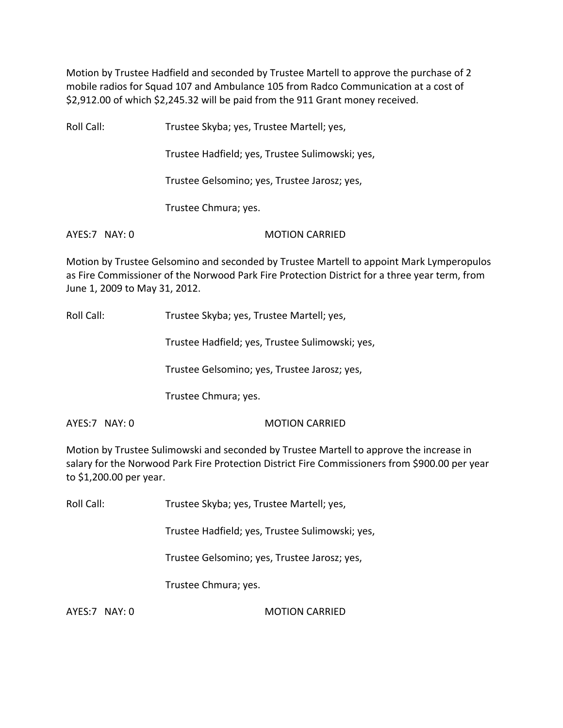Motion by Trustee Hadfield and seconded by Trustee Martell to approve the purchase of 2 mobile radios for Squad 107 and Ambulance 105 from Radco Communication at a cost of $2,912.00 of which $2,245.32 will be paid from the 911 Grant money received.

Roll Call: Trustee Skyba; yes, Trustee Martell; yes,

Trustee Hadfield; yes, Trustee Sulimowski; yes,

Trustee Gelsomino; yes, Trustee Jarosz; yes,

Trustee Chmura; yes.

AYES:7 NAY: 0 MOTION CARRIED

Motion by Trustee Gelsomino and seconded by Trustee Martell to appoint Mark Lymperopulos as Fire Commissioner of the Norwood Park Fire Protection District for a three year term, from June 1, 2009 to May 31, 2012.

Roll Call: Trustee Skyba; yes, Trustee Martell; yes,

Trustee Hadfield; yes, Trustee Sulimowski; yes,

Trustee Gelsomino; yes, Trustee Jarosz; yes,

Trustee Chmura; yes.

AYES:7 NAY: 0 MOTION CARRIED

Motion by Trustee Sulimowski and seconded by Trustee Martell to approve the increase in salary for the Norwood Park Fire Protection District Fire Commissioners from $900.00 per year to $1,200.00 per year.

Roll Call: Trustee Skyba; yes, Trustee Martell; yes,

Trustee Hadfield; yes, Trustee Sulimowski; yes,

Trustee Gelsomino; yes, Trustee Jarosz; yes,

Trustee Chmura; yes.

AYES:7 NAY: 0 MOTION CARRIED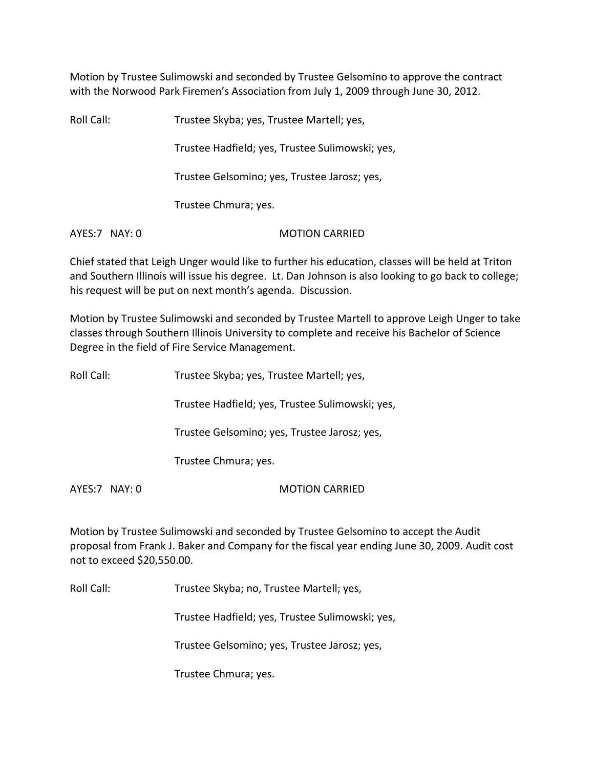Motion by Trustee Sulimowski and seconded by Trustee Gelsomino to approve the contract with the Norwood Park Firemen's Association from July 1, 2009 through June 30, 2012.

Roll Call: Trustee Skyba; yes, Trustee Martell; yes,

Trustee Hadfield; yes, Trustee Sulimowski; yes,

Trustee Gelsomino; yes, Trustee Jarosz; yes,

Trustee Chmura; yes.

AYES:7 NAY: 0 MOTION CARRIED

Chief stated that Leigh Unger would like to further his education, classes will be held at Triton and Southern Illinois will issue his degree. Lt. Dan Johnson is also looking to go back to college; his request will be put on next month's agenda. Discussion.

Motion by Trustee Sulimowski and seconded by Trustee Martell to approve Leigh Unger to take classes through Southern Illinois University to complete and receive his Bachelor of Science Degree in the field of Fire Service Management.

Roll Call: Trustee Skyba; yes, Trustee Martell; yes,

Trustee Hadfield; yes, Trustee Sulimowski; yes,

Trustee Gelsomino; yes, Trustee Jarosz; yes,

Trustee Chmura; yes.

AYES:7 NAY: 0 MOTION CARRIED

Motion by Trustee Sulimowski and seconded by Trustee Gelsomino to accept the Audit proposal from Frank J. Baker and Company for the fiscal year ending June 30, 2009. Audit cost not to exceed $20,550.00.

Roll Call: Trustee Skyba; no, Trustee Martell; yes,

Trustee Hadfield; yes, Trustee Sulimowski; yes,

Trustee Gelsomino; yes, Trustee Jarosz; yes,

Trustee Chmura; yes.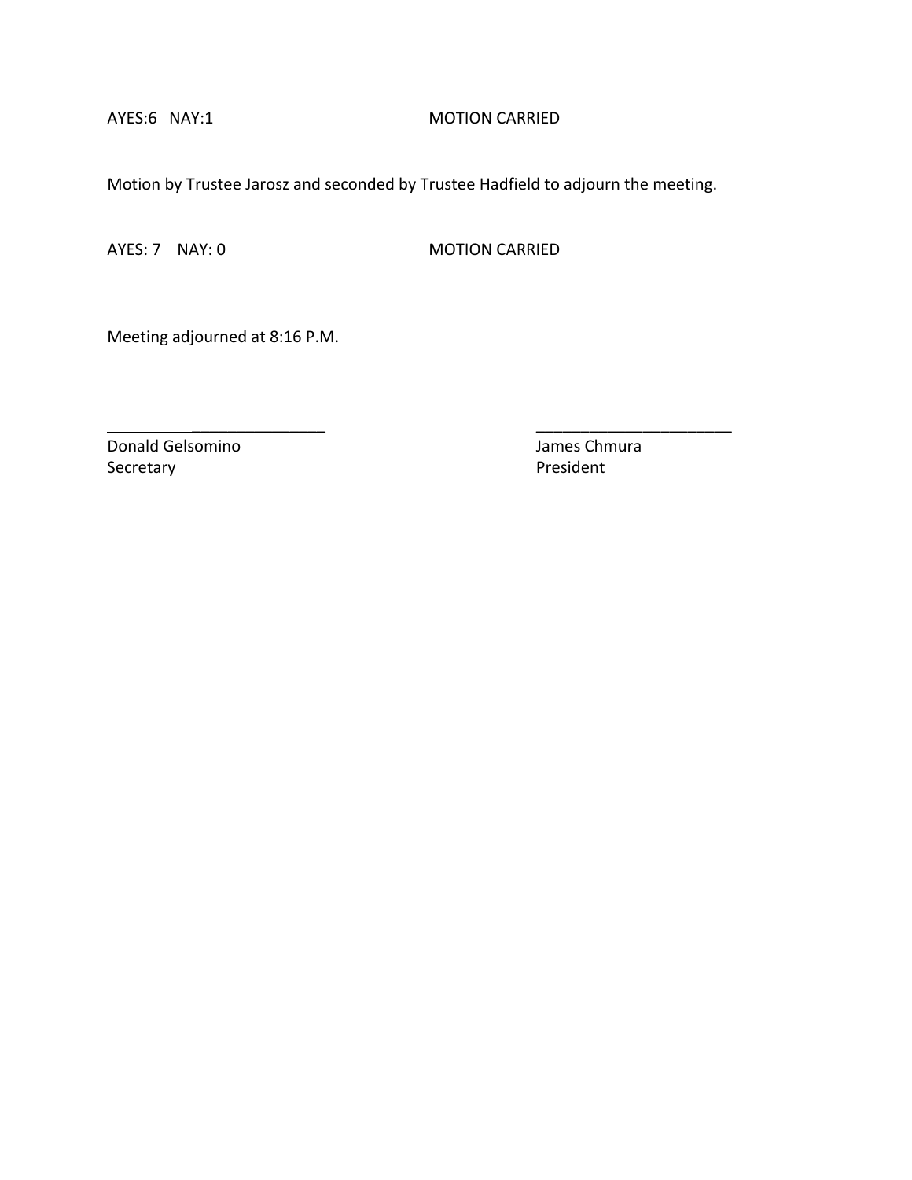AYES:6 NAY:1 MOTION CARRIED

Motion by Trustee Jarosz and seconded by Trustee Hadfield to adjourn the meeting.

AYES: 7 NAY: 0 MOTION CARRIED

Meeting adjourned at 8:16 P.M.

_________________________ _______________________

Donald Gelsomino
Secretary

James Chmura
President